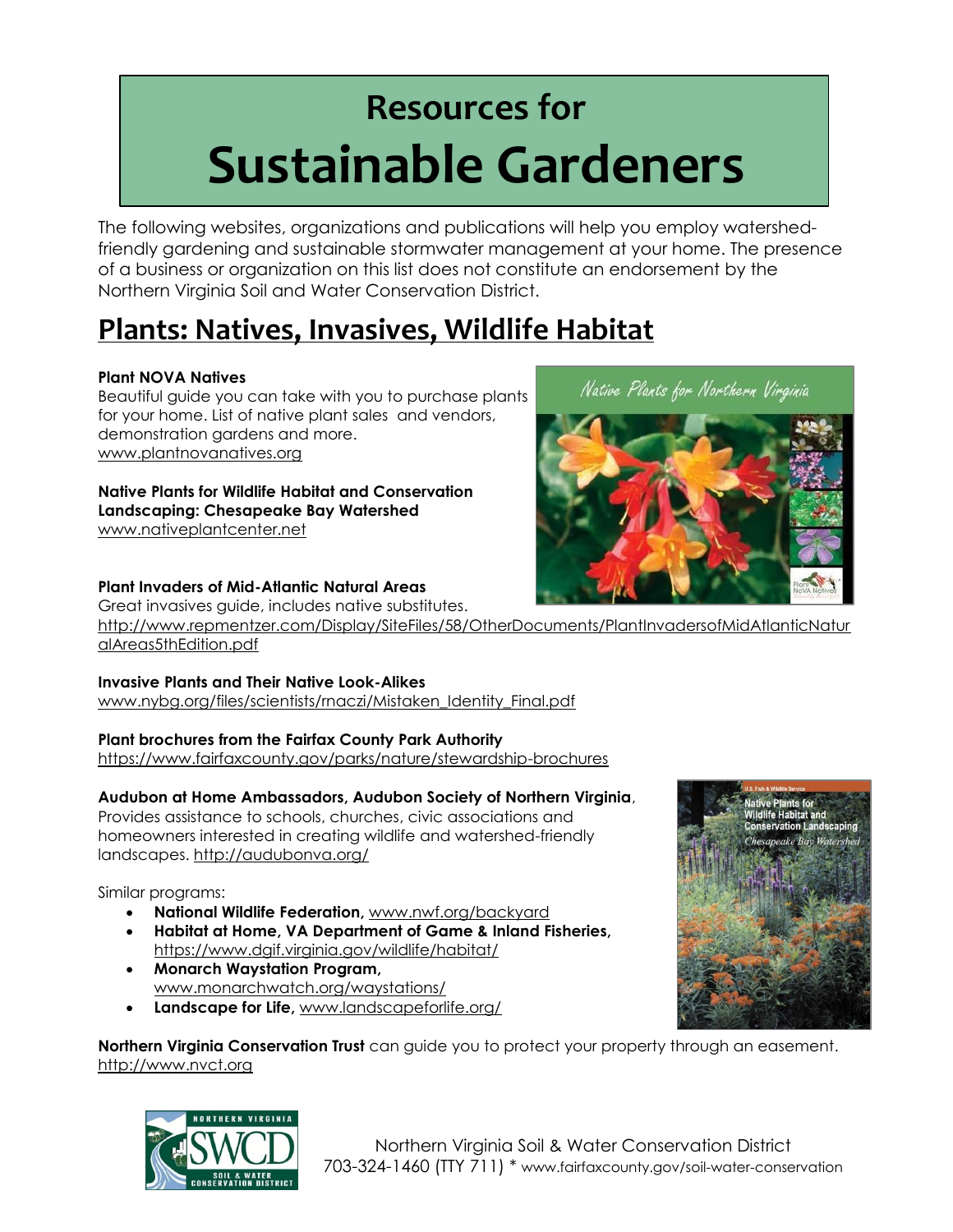# Resources for Sustainable Gardeners

The following websites, organizations and publications will help you employ watershed-friendly gardening and sustainable stormwater management at your home. The presence of a business or organization on this list does not constitute an endorsement by the Northern Virginia Soil and Water Conservation District.

## Plants: Natives, Invasives, Wildlife Habitat

**Plant NOVA Natives**
Beautiful guide you can take with you to purchase plants for your home. List of native plant sales and vendors, demonstration gardens and more.
www.plantnovanatives.org

**Native Plants for Wildlife Habitat and Conservation Landscaping: Chesapeake Bay Watershed**
www.nativeplantcenter.net

**Plant Invaders of Mid-Atlantic Natural Areas**
Great invasives guide, includes native substitutes.
http://www.repmentzer.com/Display/SiteFiles/58/OtherDocuments/PlantInvadersofMidAtlanticNaturalAreas5thEdition.pdf

**Invasive Plants and Their Native Look-Alikes**
www.nybg.org/files/scientists/rnaczi/Mistaken_Identity_Final.pdf

**Plant brochures from the Fairfax County Park Authority**
https://www.fairfaxcounty.gov/parks/nature/stewardship-brochures

**Audubon at Home Ambassadors, Audubon Society of Northern Virginia**, Provides assistance to schools, churches, civic associations and homeowners interested in creating wildlife and watershed-friendly landscapes. http://audubonva.org/

Similar programs:

- **National Wildlife Federation,** www.nwf.org/backyard
- **Habitat at Home, VA Department of Game & Inland Fisheries,** https://www.dgif.virginia.gov/wildlife/habitat/
- **Monarch Waystation Program,** www.monarchwatch.org/waystations/
- **Landscape for Life,** www.landscapeforlife.org/

**Northern Virginia Conservation Trust** can guide you to protect your property through an easement. http://www.nvct.org

Northern Virginia Soil & Water Conservation District
703-324-1460 (TTY 711) * www.fairfaxcounty.gov/soil-water-conservation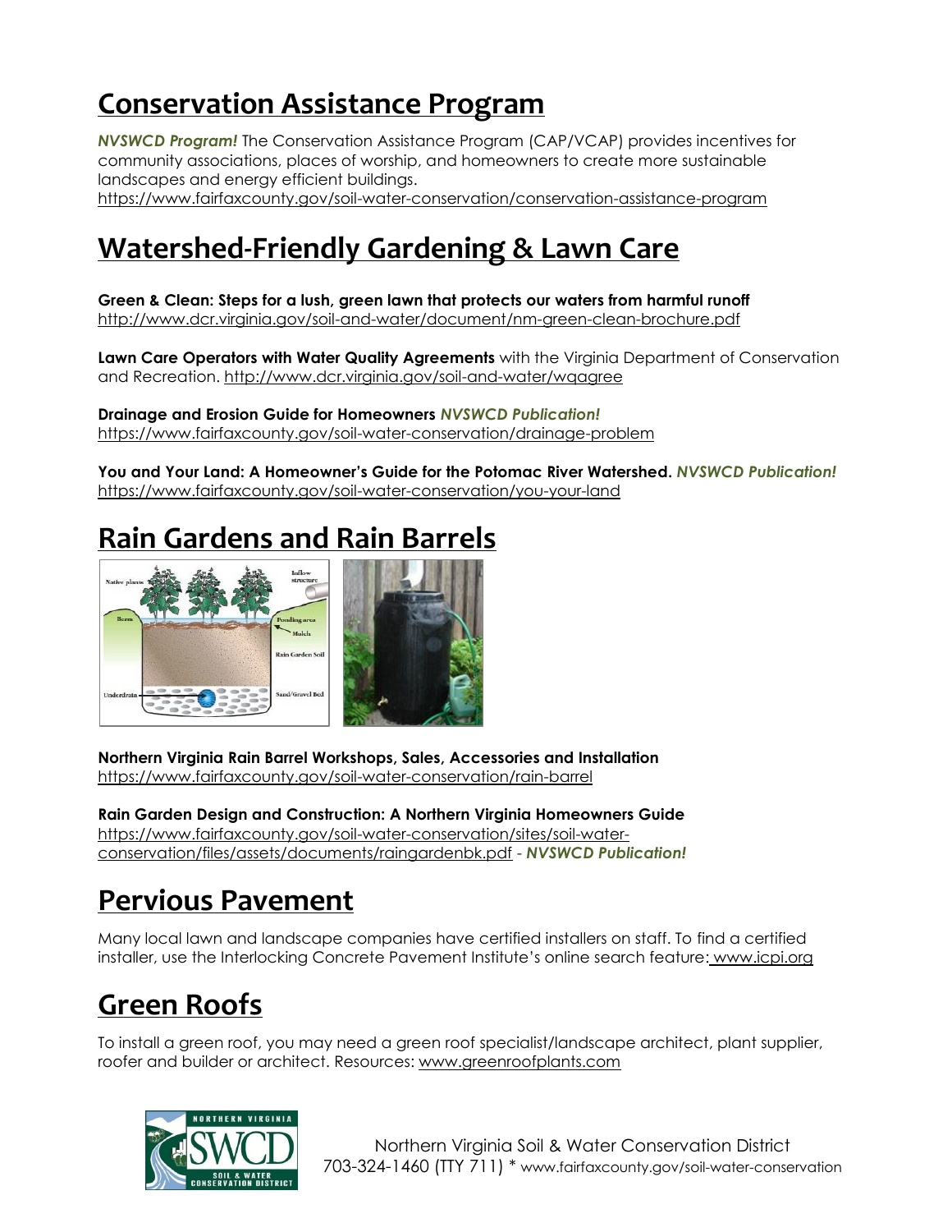## Conservation Assistance Program

***NVSWCD Program!*** The Conservation Assistance Program (CAP/VCAP) provides incentives for community associations, places of worship, and homeowners to create more sustainable landscapes and energy efficient buildings.
https://www.fairfaxcounty.gov/soil-water-conservation/conservation-assistance-program

## Watershed-Friendly Gardening & Lawn Care

**Green & Clean: Steps for a lush, green lawn that protects our waters from harmful runoff**
http://www.dcr.virginia.gov/soil-and-water/document/nm-green-clean-brochure.pdf

**Lawn Care Operators with Water Quality Agreements** with the Virginia Department of Conservation and Recreation. http://www.dcr.virginia.gov/soil-and-water/wqagree

**Drainage and Erosion Guide for Homeowners** ***NVSWCD Publication!***
https://www.fairfaxcounty.gov/soil-water-conservation/drainage-problem

**You and Your Land: A Homeowner's Guide for the Potomac River Watershed.** ***NVSWCD Publication!***
https://www.fairfaxcounty.gov/soil-water-conservation/you-your-land

## Rain Gardens and Rain Barrels

Native plants
Inflow structure
Berm
Ponding area
Mulch
Rain Garden Soil
Underdrain
Sand/Gravel Bed

**Northern Virginia Rain Barrel Workshops, Sales, Accessories and Installation**
https://www.fairfaxcounty.gov/soil-water-conservation/rain-barrel

**Rain Garden Design and Construction: A Northern Virginia Homeowners Guide**
https://www.fairfaxcounty.gov/soil-water-conservation/sites/soil-water-conservation/files/assets/documents/raingardenbk.pdf - ***NVSWCD Publication!***

## Pervious Pavement

Many local lawn and landscape companies have certified installers on staff. To find a certified installer, use the Interlocking Concrete Pavement Institute's online search feature: www.icpi.org

## Green Roofs

To install a green roof, you may need a green roof specialist/landscape architect, plant supplier, roofer and builder or architect. Resources: www.greenroofplants.com

Northern Virginia Soil & Water Conservation District
703-324-1460 (TTY 711) * www.fairfaxcounty.gov/soil-water-conservation